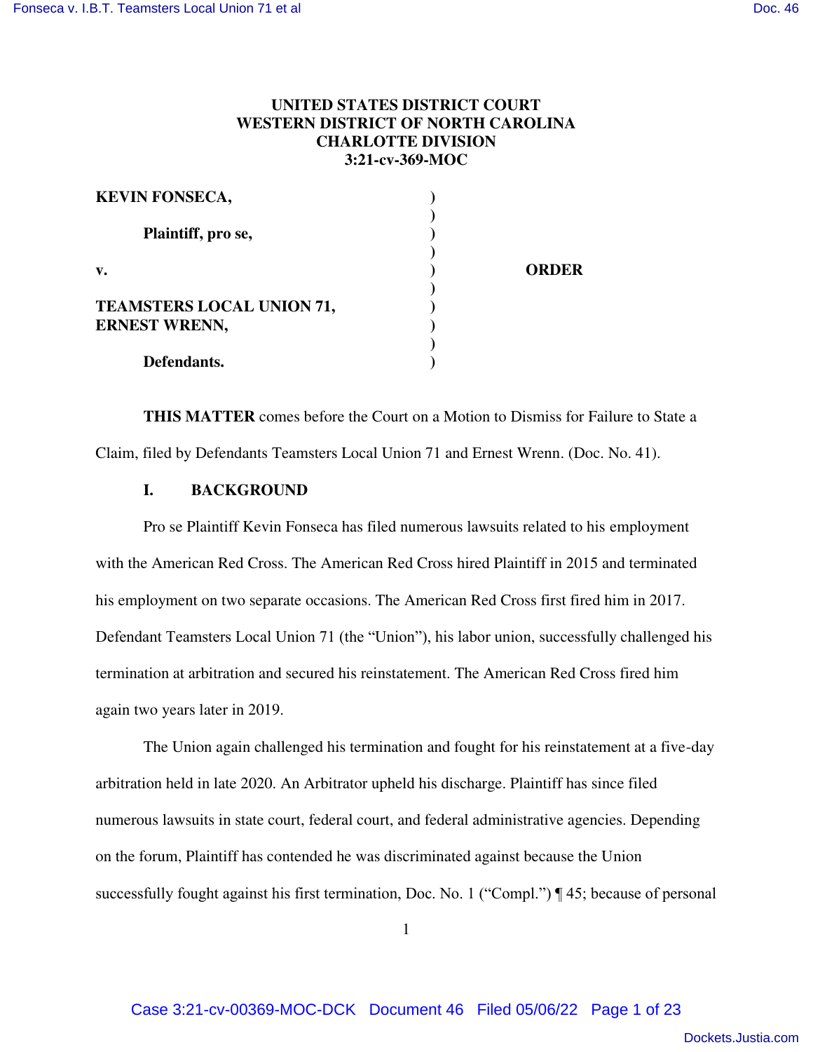**UNITED STATES DISTRICT COURT**
**WESTERN DISTRICT OF NORTH CAROLINA**
**CHARLOTTE DIVISION**
**3:21-cv-369-MOC**

| | | |
|---|---|---|
| **KEVIN FONSECA,** | ) | |
| | ) | |
| **Plaintiff, pro se,** | ) | |
| | ) | |
| **v.** | ) | **ORDER** |
| | ) | |
| **TEAMSTERS LOCAL UNION 71,** | ) | |
| **ERNEST WRENN,** | ) | |
| | ) | |
| **Defendants.** | ) | |

**THIS MATTER** comes before the Court on a Motion to Dismiss for Failure to State a Claim, filed by Defendants Teamsters Local Union 71 and Ernest Wrenn. (Doc. No. 41).

## I. BACKGROUND

Pro se Plaintiff Kevin Fonseca has filed numerous lawsuits related to his employment with the American Red Cross. The American Red Cross hired Plaintiff in 2015 and terminated his employment on two separate occasions. The American Red Cross first fired him in 2017. Defendant Teamsters Local Union 71 (the "Union"), his labor union, successfully challenged his termination at arbitration and secured his reinstatement. The American Red Cross fired him again two years later in 2019.

The Union again challenged his termination and fought for his reinstatement at a five-day arbitration held in late 2020. An Arbitrator upheld his discharge. Plaintiff has since filed numerous lawsuits in state court, federal court, and federal administrative agencies. Depending on the forum, Plaintiff has contended he was discriminated against because the Union successfully fought against his first termination, Doc. No. 1 ("Compl.") ¶ 45; because of personal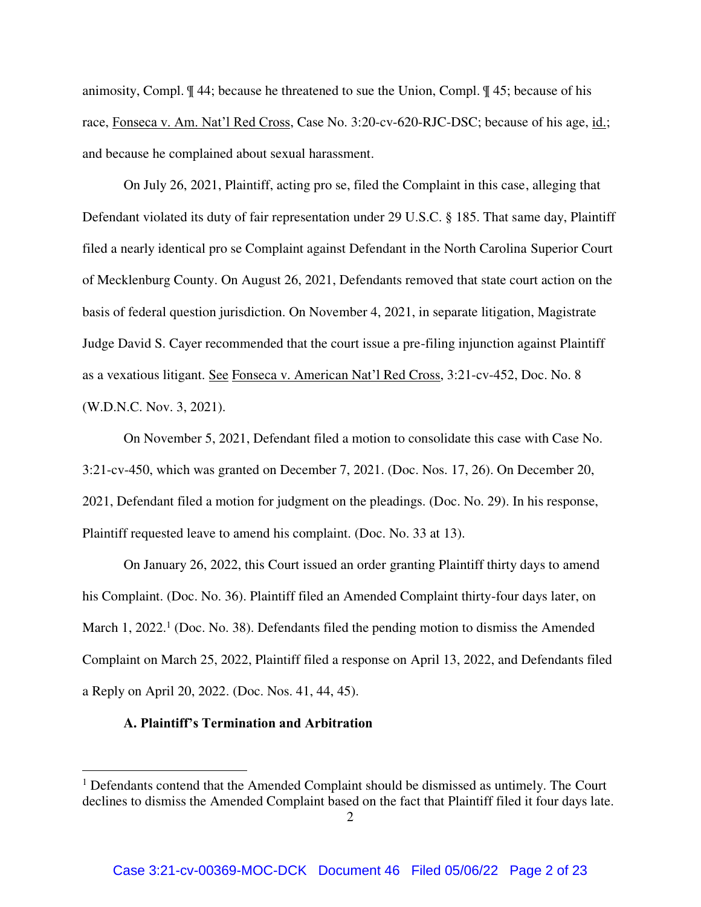animosity, Compl. ¶ 44; because he threatened to sue the Union, Compl. ¶ 45; because of his race, Fonseca v. Am. Nat'l Red Cross, Case No. 3:20-cv-620-RJC-DSC; because of his age, id.; and because he complained about sexual harassment.

On July 26, 2021, Plaintiff, acting pro se, filed the Complaint in this case, alleging that Defendant violated its duty of fair representation under 29 U.S.C. § 185. That same day, Plaintiff filed a nearly identical pro se Complaint against Defendant in the North Carolina Superior Court of Mecklenburg County. On August 26, 2021, Defendants removed that state court action on the basis of federal question jurisdiction. On November 4, 2021, in separate litigation, Magistrate Judge David S. Cayer recommended that the court issue a pre-filing injunction against Plaintiff as a vexatious litigant. See Fonseca v. American Nat'l Red Cross, 3:21-cv-452, Doc. No. 8 (W.D.N.C. Nov. 3, 2021).

On November 5, 2021, Defendant filed a motion to consolidate this case with Case No. 3:21-cv-450, which was granted on December 7, 2021. (Doc. Nos. 17, 26). On December 20, 2021, Defendant filed a motion for judgment on the pleadings. (Doc. No. 29). In his response, Plaintiff requested leave to amend his complaint. (Doc. No. 33 at 13).

On January 26, 2022, this Court issued an order granting Plaintiff thirty days to amend his Complaint. (Doc. No. 36). Plaintiff filed an Amended Complaint thirty-four days later, on March 1, 2022.[1] (Doc. No. 38). Defendants filed the pending motion to dismiss the Amended Complaint on March 25, 2022, Plaintiff filed a response on April 13, 2022, and Defendants filed a Reply on April 20, 2022. (Doc. Nos. 41, 44, 45).

**A. Plaintiff's Termination and Arbitration**

[1] Defendants contend that the Amended Complaint should be dismissed as untimely. The Court declines to dismiss the Amended Complaint based on the fact that Plaintiff filed it four days late.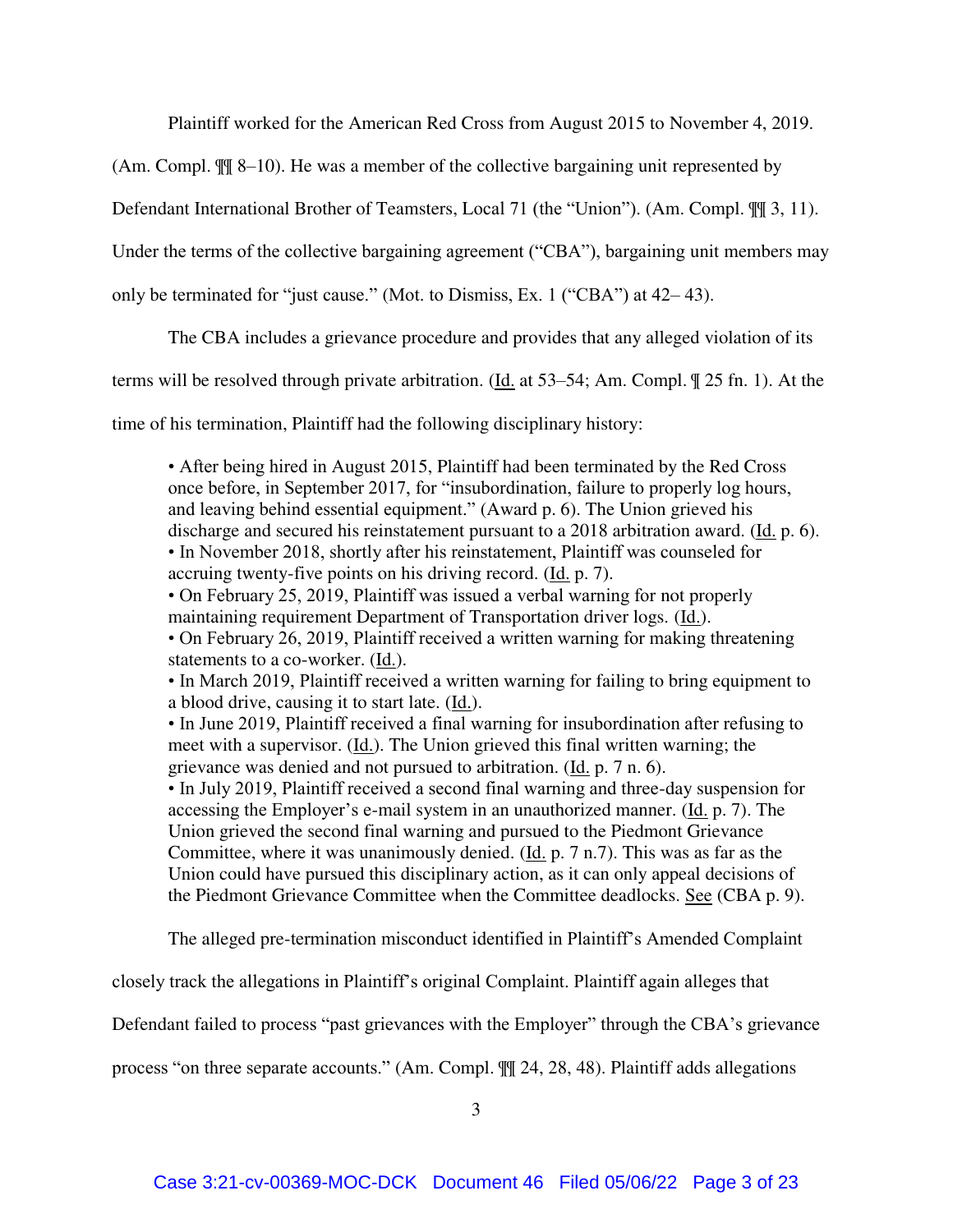Plaintiff worked for the American Red Cross from August 2015 to November 4, 2019. (Am. Compl. ¶¶ 8–10). He was a member of the collective bargaining unit represented by Defendant International Brother of Teamsters, Local 71 (the "Union"). (Am. Compl. ¶¶ 3, 11). Under the terms of the collective bargaining agreement ("CBA"), bargaining unit members may only be terminated for "just cause." (Mot. to Dismiss, Ex. 1 ("CBA") at 42– 43).

The CBA includes a grievance procedure and provides that any alleged violation of its terms will be resolved through private arbitration. (Id. at 53–54; Am. Compl. ¶ 25 fn. 1). At the time of his termination, Plaintiff had the following disciplinary history:

> • After being hired in August 2015, Plaintiff had been terminated by the Red Cross once before, in September 2017, for "insubordination, failure to properly log hours, and leaving behind essential equipment." (Award p. 6). The Union grieved his discharge and secured his reinstatement pursuant to a 2018 arbitration award. (Id. p. 6).
> • In November 2018, shortly after his reinstatement, Plaintiff was counseled for accruing twenty-five points on his driving record. (Id. p. 7).
> • On February 25, 2019, Plaintiff was issued a verbal warning for not properly maintaining requirement Department of Transportation driver logs. (Id.).
> • On February 26, 2019, Plaintiff received a written warning for making threatening statements to a co-worker. (Id.).
> • In March 2019, Plaintiff received a written warning for failing to bring equipment to a blood drive, causing it to start late. (Id.).
> • In June 2019, Plaintiff received a final warning for insubordination after refusing to meet with a supervisor. (Id.). The Union grieved this final written warning; the grievance was denied and not pursued to arbitration. (Id. p. 7 n. 6).
> • In July 2019, Plaintiff received a second final warning and three-day suspension for accessing the Employer's e-mail system in an unauthorized manner. (Id. p. 7). The Union grieved the second final warning and pursued to the Piedmont Grievance Committee, where it was unanimously denied. (Id. p. 7 n.7). This was as far as the Union could have pursued this disciplinary action, as it can only appeal decisions of the Piedmont Grievance Committee when the Committee deadlocks. See (CBA p. 9).

The alleged pre-termination misconduct identified in Plaintiff's Amended Complaint closely track the allegations in Plaintiff's original Complaint. Plaintiff again alleges that Defendant failed to process "past grievances with the Employer" through the CBA's grievance process "on three separate accounts." (Am. Compl. ¶¶ 24, 28, 48). Plaintiff adds allegations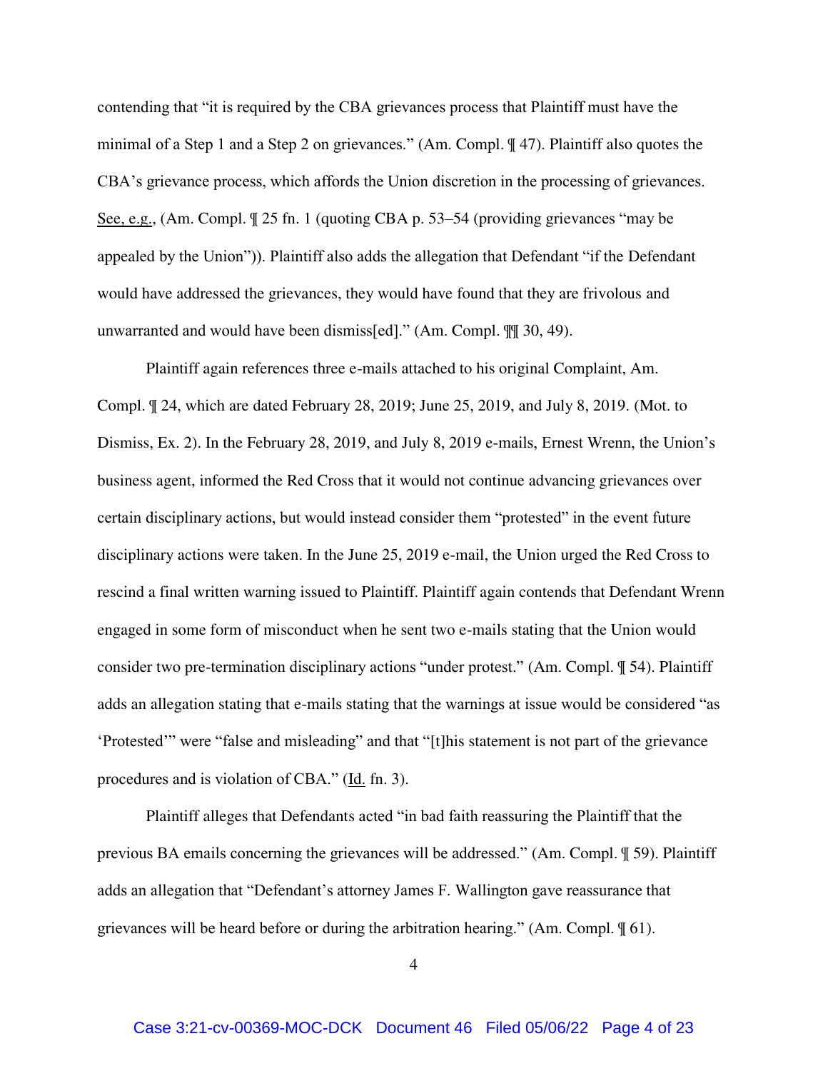contending that "it is required by the CBA grievances process that Plaintiff must have the minimal of a Step 1 and a Step 2 on grievances." (Am. Compl. ¶ 47). Plaintiff also quotes the CBA's grievance process, which affords the Union discretion in the processing of grievances. See, e.g., (Am. Compl. ¶ 25 fn. 1 (quoting CBA p. 53–54 (providing grievances "may be appealed by the Union")). Plaintiff also adds the allegation that Defendant "if the Defendant would have addressed the grievances, they would have found that they are frivolous and unwarranted and would have been dismiss[ed]." (Am. Compl. ¶¶ 30, 49).

Plaintiff again references three e-mails attached to his original Complaint, Am. Compl. ¶ 24, which are dated February 28, 2019; June 25, 2019, and July 8, 2019. (Mot. to Dismiss, Ex. 2). In the February 28, 2019, and July 8, 2019 e-mails, Ernest Wrenn, the Union's business agent, informed the Red Cross that it would not continue advancing grievances over certain disciplinary actions, but would instead consider them "protested" in the event future disciplinary actions were taken. In the June 25, 2019 e-mail, the Union urged the Red Cross to rescind a final written warning issued to Plaintiff. Plaintiff again contends that Defendant Wrenn engaged in some form of misconduct when he sent two e-mails stating that the Union would consider two pre-termination disciplinary actions "under protest." (Am. Compl. ¶ 54). Plaintiff adds an allegation stating that e-mails stating that the warnings at issue would be considered "as 'Protested'" were "false and misleading" and that "[t]his statement is not part of the grievance procedures and is violation of CBA." (Id. fn. 3).

Plaintiff alleges that Defendants acted "in bad faith reassuring the Plaintiff that the previous BA emails concerning the grievances will be addressed." (Am. Compl. ¶ 59). Plaintiff adds an allegation that "Defendant's attorney James F. Wallington gave reassurance that grievances will be heard before or during the arbitration hearing." (Am. Compl. ¶ 61).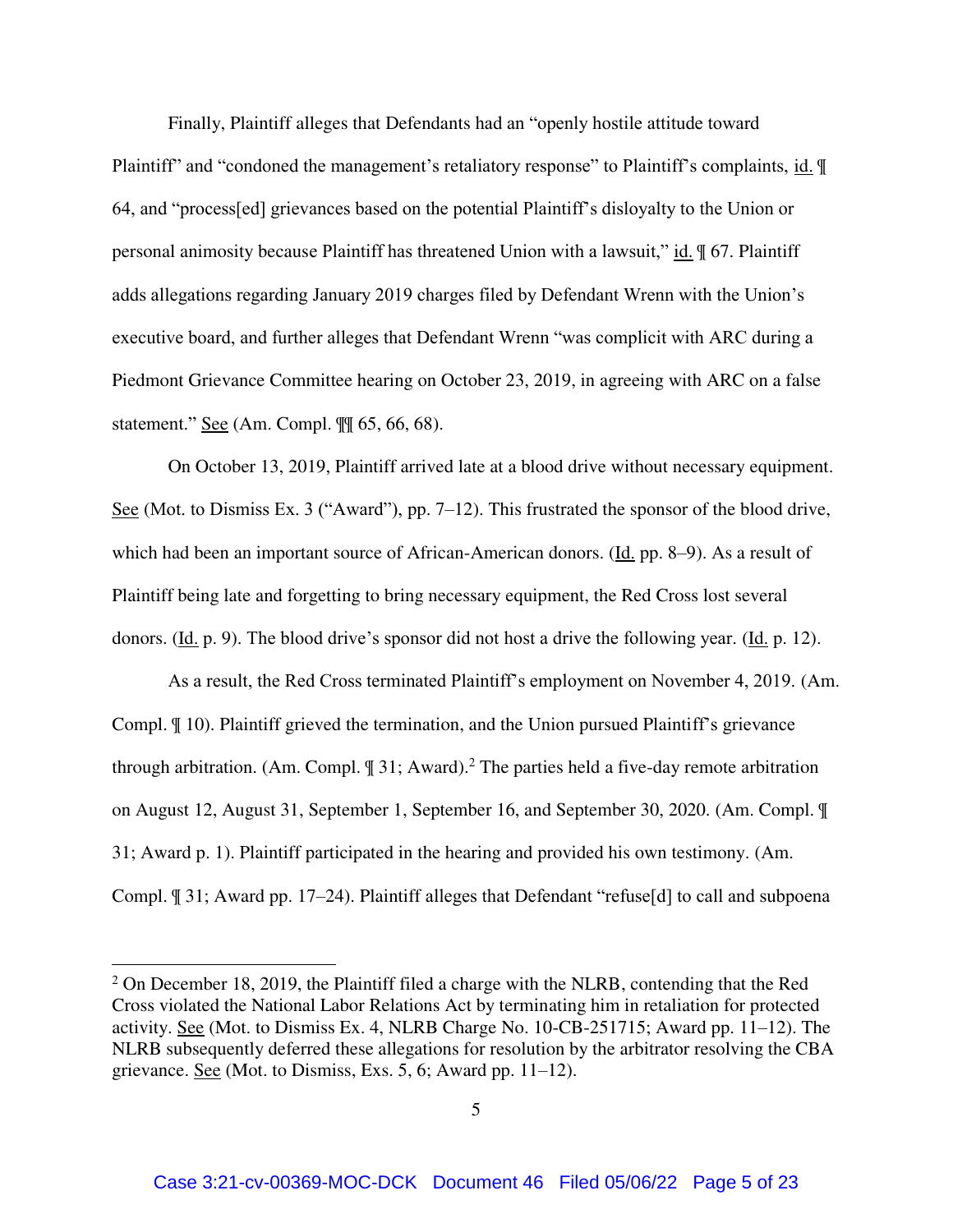Finally, Plaintiff alleges that Defendants had an "openly hostile attitude toward Plaintiff" and "condoned the management's retaliatory response" to Plaintiff's complaints, id. ¶ 64, and "process[ed] grievances based on the potential Plaintiff's disloyalty to the Union or personal animosity because Plaintiff has threatened Union with a lawsuit," id. ¶ 67. Plaintiff adds allegations regarding January 2019 charges filed by Defendant Wrenn with the Union's executive board, and further alleges that Defendant Wrenn "was complicit with ARC during a Piedmont Grievance Committee hearing on October 23, 2019, in agreeing with ARC on a false statement." See (Am. Compl. ¶¶ 65, 66, 68).

On October 13, 2019, Plaintiff arrived late at a blood drive without necessary equipment. See (Mot. to Dismiss Ex. 3 ("Award"), pp. 7–12). This frustrated the sponsor of the blood drive, which had been an important source of African-American donors. (Id. pp. 8–9). As a result of Plaintiff being late and forgetting to bring necessary equipment, the Red Cross lost several donors. (Id. p. 9). The blood drive's sponsor did not host a drive the following year. (Id. p. 12).

As a result, the Red Cross terminated Plaintiff's employment on November 4, 2019. (Am. Compl. ¶ 10). Plaintiff grieved the termination, and the Union pursued Plaintiff's grievance through arbitration. (Am. Compl. ¶ 31; Award).[2] The parties held a five-day remote arbitration on August 12, August 31, September 1, September 16, and September 30, 2020. (Am. Compl. ¶ 31; Award p. 1). Plaintiff participated in the hearing and provided his own testimony. (Am. Compl. ¶ 31; Award pp. 17–24). Plaintiff alleges that Defendant "refuse[d] to call and subpoena

[2] On December 18, 2019, the Plaintiff filed a charge with the NLRB, contending that the Red Cross violated the National Labor Relations Act by terminating him in retaliation for protected activity. See (Mot. to Dismiss Ex. 4, NLRB Charge No. 10-CB-251715; Award pp. 11–12). The NLRB subsequently deferred these allegations for resolution by the arbitrator resolving the CBA grievance. See (Mot. to Dismiss, Exs. 5, 6; Award pp. 11–12).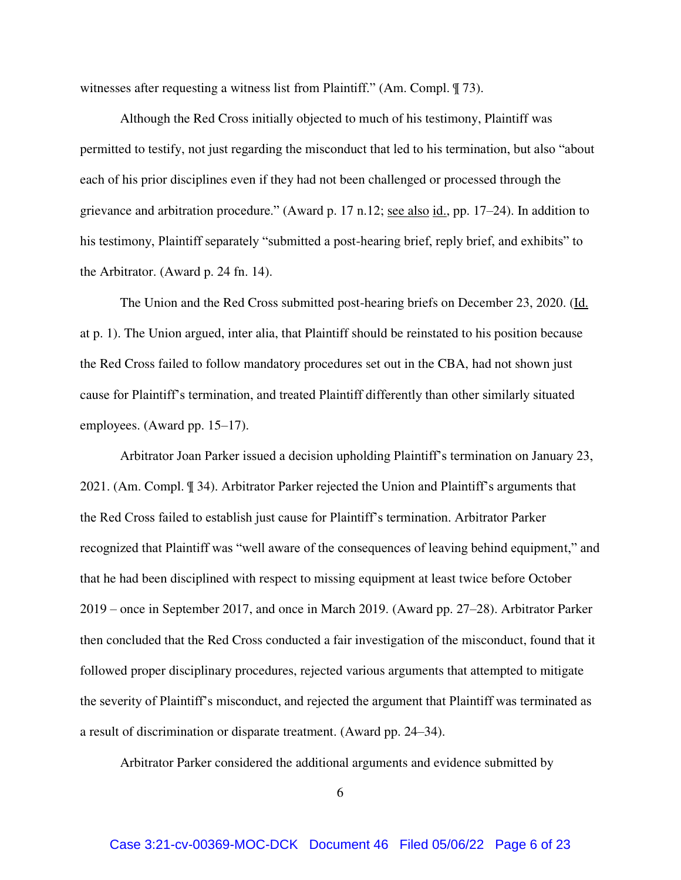witnesses after requesting a witness list from Plaintiff." (Am. Compl. ¶ 73).

Although the Red Cross initially objected to much of his testimony, Plaintiff was permitted to testify, not just regarding the misconduct that led to his termination, but also "about each of his prior disciplines even if they had not been challenged or processed through the grievance and arbitration procedure." (Award p. 17 n.12; see also id., pp. 17–24). In addition to his testimony, Plaintiff separately "submitted a post-hearing brief, reply brief, and exhibits" to the Arbitrator. (Award p. 24 fn. 14).

The Union and the Red Cross submitted post-hearing briefs on December 23, 2020. (Id. at p. 1). The Union argued, inter alia, that Plaintiff should be reinstated to his position because the Red Cross failed to follow mandatory procedures set out in the CBA, had not shown just cause for Plaintiff's termination, and treated Plaintiff differently than other similarly situated employees. (Award pp. 15–17).

Arbitrator Joan Parker issued a decision upholding Plaintiff's termination on January 23, 2021. (Am. Compl. ¶ 34). Arbitrator Parker rejected the Union and Plaintiff's arguments that the Red Cross failed to establish just cause for Plaintiff's termination. Arbitrator Parker recognized that Plaintiff was "well aware of the consequences of leaving behind equipment," and that he had been disciplined with respect to missing equipment at least twice before October 2019 – once in September 2017, and once in March 2019. (Award pp. 27–28). Arbitrator Parker then concluded that the Red Cross conducted a fair investigation of the misconduct, found that it followed proper disciplinary procedures, rejected various arguments that attempted to mitigate the severity of Plaintiff's misconduct, and rejected the argument that Plaintiff was terminated as a result of discrimination or disparate treatment. (Award pp. 24–34).

Arbitrator Parker considered the additional arguments and evidence submitted by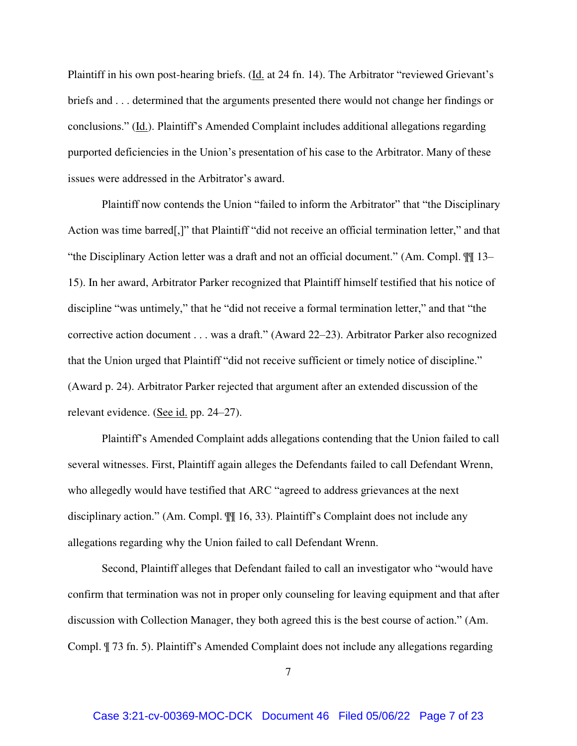Plaintiff in his own post-hearing briefs. (Id. at 24 fn. 14). The Arbitrator "reviewed Grievant's briefs and . . . determined that the arguments presented there would not change her findings or conclusions." (Id.). Plaintiff's Amended Complaint includes additional allegations regarding purported deficiencies in the Union's presentation of his case to the Arbitrator. Many of these issues were addressed in the Arbitrator's award.

Plaintiff now contends the Union "failed to inform the Arbitrator" that "the Disciplinary Action was time barred[,]" that Plaintiff "did not receive an official termination letter," and that "the Disciplinary Action letter was a draft and not an official document." (Am. Compl. ¶¶ 13–15). In her award, Arbitrator Parker recognized that Plaintiff himself testified that his notice of discipline "was untimely," that he "did not receive a formal termination letter," and that "the corrective action document . . . was a draft." (Award 22–23). Arbitrator Parker also recognized that the Union urged that Plaintiff "did not receive sufficient or timely notice of discipline." (Award p. 24). Arbitrator Parker rejected that argument after an extended discussion of the relevant evidence. (See id. pp. 24–27).

Plaintiff's Amended Complaint adds allegations contending that the Union failed to call several witnesses. First, Plaintiff again alleges the Defendants failed to call Defendant Wrenn, who allegedly would have testified that ARC "agreed to address grievances at the next disciplinary action." (Am. Compl. ¶¶ 16, 33). Plaintiff's Complaint does not include any allegations regarding why the Union failed to call Defendant Wrenn.

Second, Plaintiff alleges that Defendant failed to call an investigator who "would have confirm that termination was not in proper only counseling for leaving equipment and that after discussion with Collection Manager, they both agreed this is the best course of action." (Am. Compl. ¶ 73 fn. 5). Plaintiff's Amended Complaint does not include any allegations regarding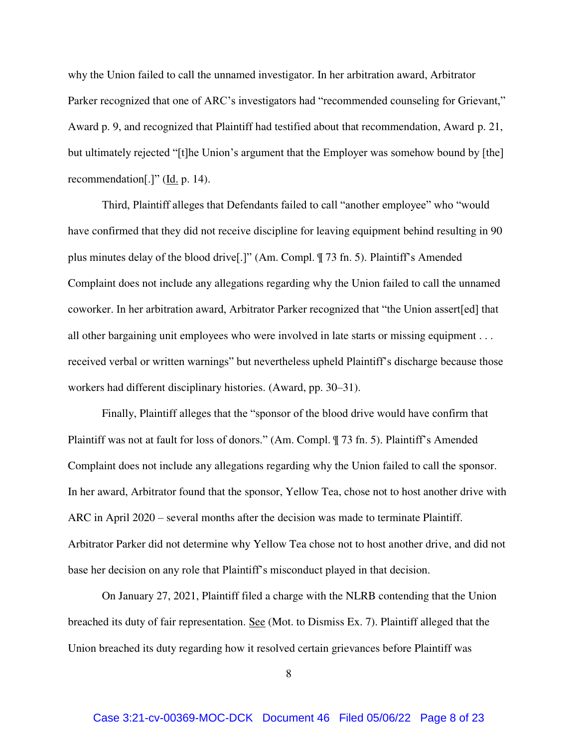why the Union failed to call the unnamed investigator. In her arbitration award, Arbitrator Parker recognized that one of ARC's investigators had "recommended counseling for Grievant," Award p. 9, and recognized that Plaintiff had testified about that recommendation, Award p. 21, but ultimately rejected "[t]he Union's argument that the Employer was somehow bound by [the] recommendation[.]" (Id. p. 14).

Third, Plaintiff alleges that Defendants failed to call "another employee" who "would have confirmed that they did not receive discipline for leaving equipment behind resulting in 90 plus minutes delay of the blood drive[.]" (Am. Compl. ¶ 73 fn. 5). Plaintiff's Amended Complaint does not include any allegations regarding why the Union failed to call the unnamed coworker. In her arbitration award, Arbitrator Parker recognized that "the Union assert[ed] that all other bargaining unit employees who were involved in late starts or missing equipment . . . received verbal or written warnings" but nevertheless upheld Plaintiff's discharge because those workers had different disciplinary histories. (Award, pp. 30–31).

Finally, Plaintiff alleges that the "sponsor of the blood drive would have confirm that Plaintiff was not at fault for loss of donors." (Am. Compl. ¶ 73 fn. 5). Plaintiff's Amended Complaint does not include any allegations regarding why the Union failed to call the sponsor. In her award, Arbitrator found that the sponsor, Yellow Tea, chose not to host another drive with ARC in April 2020 – several months after the decision was made to terminate Plaintiff. Arbitrator Parker did not determine why Yellow Tea chose not to host another drive, and did not base her decision on any role that Plaintiff's misconduct played in that decision.

On January 27, 2021, Plaintiff filed a charge with the NLRB contending that the Union breached its duty of fair representation. See (Mot. to Dismiss Ex. 7). Plaintiff alleged that the Union breached its duty regarding how it resolved certain grievances before Plaintiff was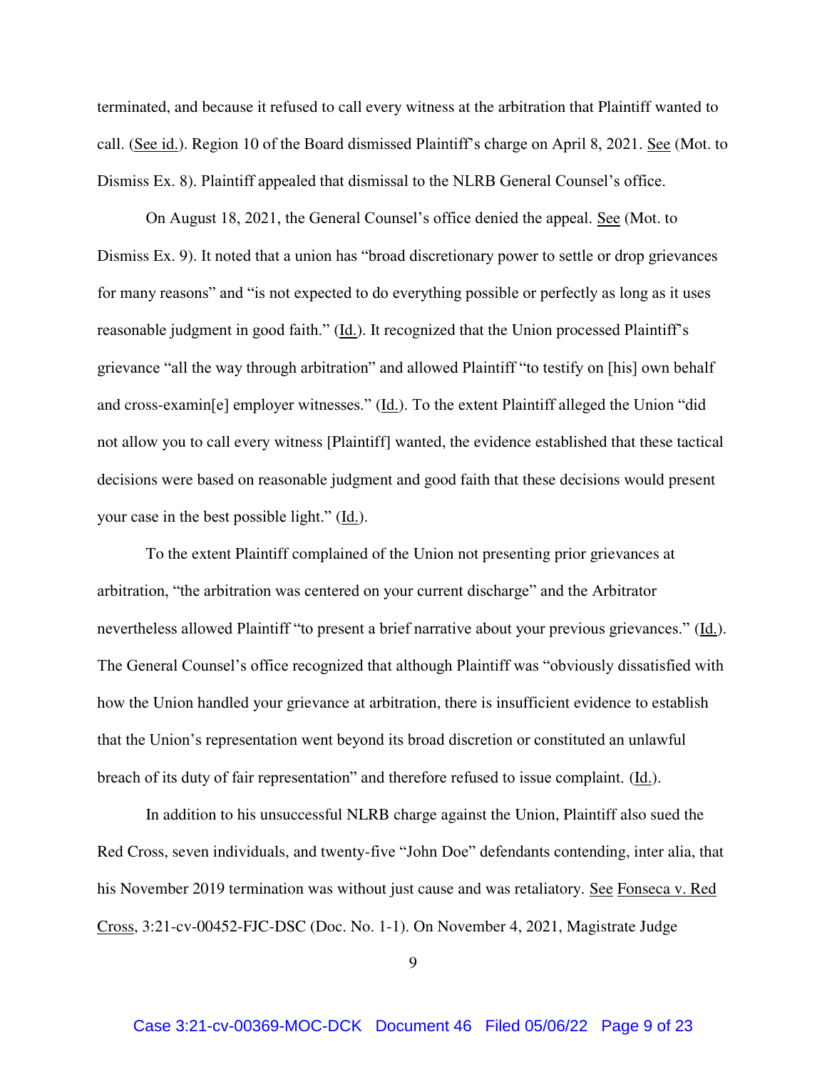terminated, and because it refused to call every witness at the arbitration that Plaintiff wanted to call. (See id.). Region 10 of the Board dismissed Plaintiff's charge on April 8, 2021. See (Mot. to Dismiss Ex. 8). Plaintiff appealed that dismissal to the NLRB General Counsel's office.

On August 18, 2021, the General Counsel's office denied the appeal. See (Mot. to Dismiss Ex. 9). It noted that a union has "broad discretionary power to settle or drop grievances for many reasons" and "is not expected to do everything possible or perfectly as long as it uses reasonable judgment in good faith." (Id.). It recognized that the Union processed Plaintiff's grievance "all the way through arbitration" and allowed Plaintiff "to testify on [his] own behalf and cross-examin[e] employer witnesses." (Id.). To the extent Plaintiff alleged the Union "did not allow you to call every witness [Plaintiff] wanted, the evidence established that these tactical decisions were based on reasonable judgment and good faith that these decisions would present your case in the best possible light." (Id.).

To the extent Plaintiff complained of the Union not presenting prior grievances at arbitration, "the arbitration was centered on your current discharge" and the Arbitrator nevertheless allowed Plaintiff "to present a brief narrative about your previous grievances." (Id.). The General Counsel's office recognized that although Plaintiff was "obviously dissatisfied with how the Union handled your grievance at arbitration, there is insufficient evidence to establish that the Union's representation went beyond its broad discretion or constituted an unlawful breach of its duty of fair representation" and therefore refused to issue complaint. (Id.).

In addition to his unsuccessful NLRB charge against the Union, Plaintiff also sued the Red Cross, seven individuals, and twenty-five "John Doe" defendants contending, inter alia, that his November 2019 termination was without just cause and was retaliatory. See Fonseca v. Red Cross, 3:21-cv-00452-FJC-DSC (Doc. No. 1-1). On November 4, 2021, Magistrate Judge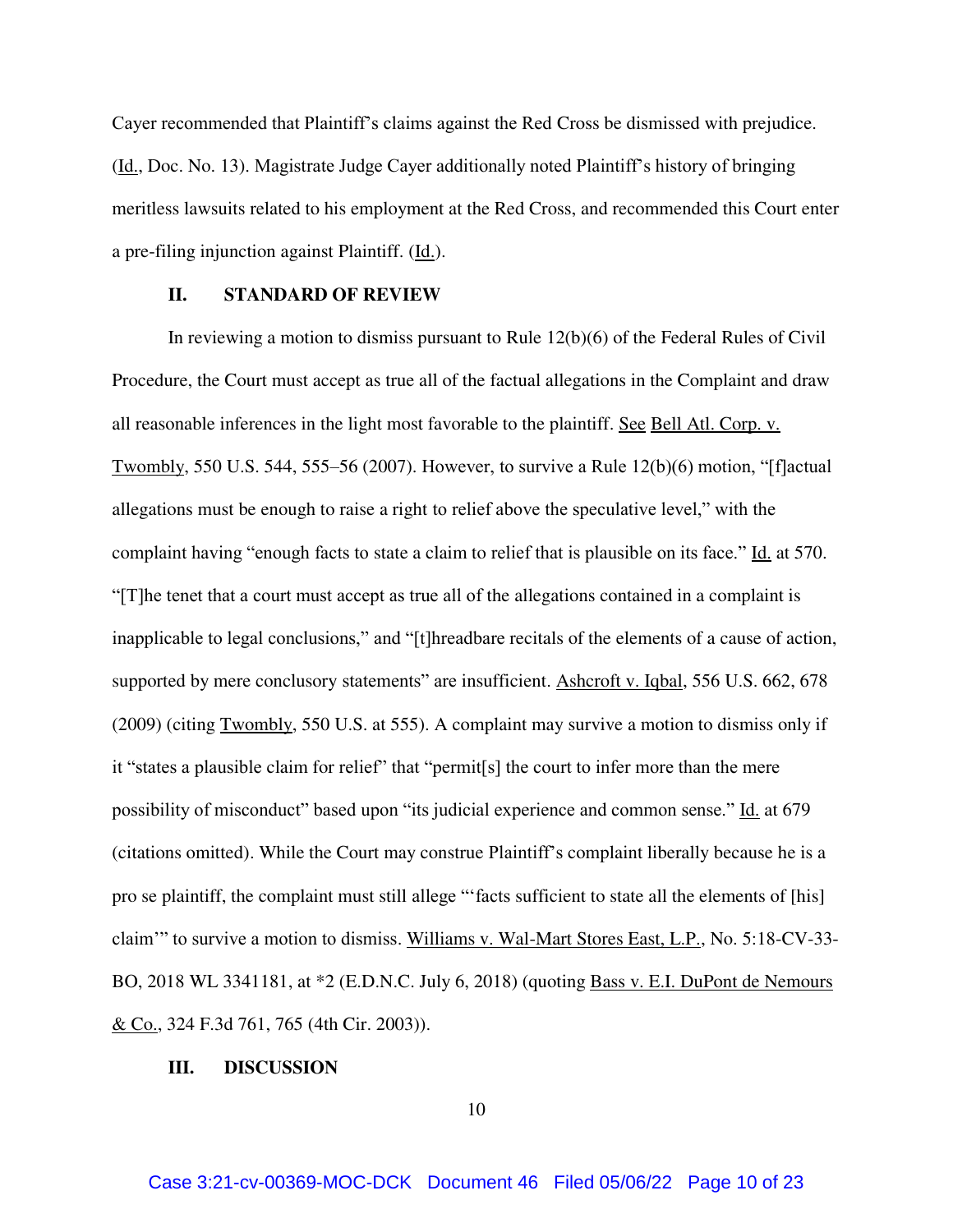Cayer recommended that Plaintiff's claims against the Red Cross be dismissed with prejudice. (Id., Doc. No. 13). Magistrate Judge Cayer additionally noted Plaintiff's history of bringing meritless lawsuits related to his employment at the Red Cross, and recommended this Court enter a pre-filing injunction against Plaintiff. (Id.).

## II. STANDARD OF REVIEW

In reviewing a motion to dismiss pursuant to Rule 12(b)(6) of the Federal Rules of Civil Procedure, the Court must accept as true all of the factual allegations in the Complaint and draw all reasonable inferences in the light most favorable to the plaintiff. See Bell Atl. Corp. v. Twombly, 550 U.S. 544, 555–56 (2007). However, to survive a Rule 12(b)(6) motion, "[f]actual allegations must be enough to raise a right to relief above the speculative level," with the complaint having "enough facts to state a claim to relief that is plausible on its face." Id. at 570. "[T]he tenet that a court must accept as true all of the allegations contained in a complaint is inapplicable to legal conclusions," and "[t]hreadbare recitals of the elements of a cause of action, supported by mere conclusory statements" are insufficient. Ashcroft v. Iqbal, 556 U.S. 662, 678 (2009) (citing Twombly, 550 U.S. at 555). A complaint may survive a motion to dismiss only if it "states a plausible claim for relief" that "permit[s] the court to infer more than the mere possibility of misconduct" based upon "its judicial experience and common sense." Id. at 679 (citations omitted). While the Court may construe Plaintiff's complaint liberally because he is a pro se plaintiff, the complaint must still allege "'facts sufficient to state all the elements of [his] claim'" to survive a motion to dismiss. Williams v. Wal-Mart Stores East, L.P., No. 5:18-CV-33-BO, 2018 WL 3341181, at *2 (E.D.N.C. July 6, 2018) (quoting Bass v. E.I. DuPont de Nemours & Co., 324 F.3d 761, 765 (4th Cir. 2003)).

## III. DISCUSSION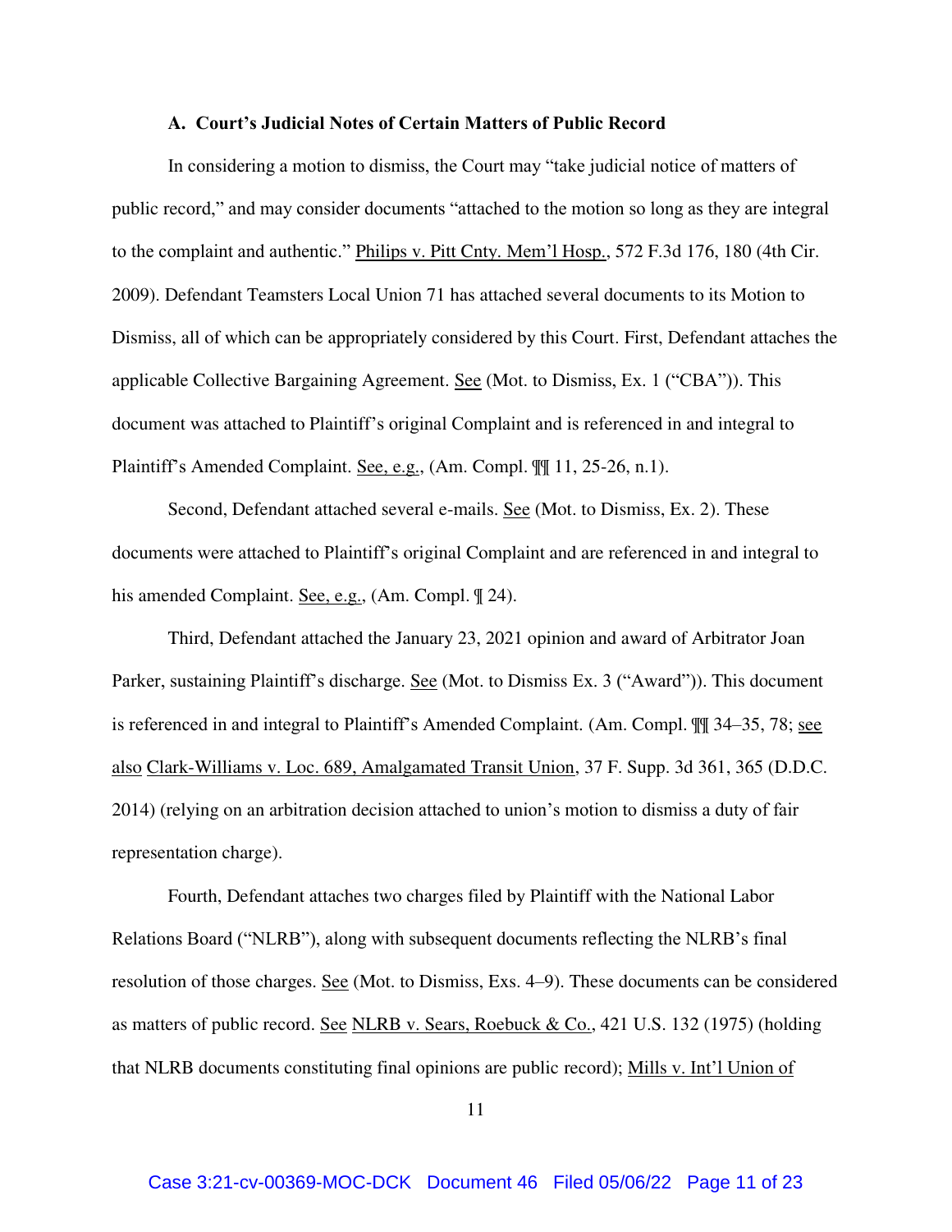### A. Court's Judicial Notes of Certain Matters of Public Record

In considering a motion to dismiss, the Court may "take judicial notice of matters of public record," and may consider documents "attached to the motion so long as they are integral to the complaint and authentic." Philips v. Pitt Cnty. Mem'l Hosp., 572 F.3d 176, 180 (4th Cir. 2009). Defendant Teamsters Local Union 71 has attached several documents to its Motion to Dismiss, all of which can be appropriately considered by this Court. First, Defendant attaches the applicable Collective Bargaining Agreement. See (Mot. to Dismiss, Ex. 1 ("CBA")). This document was attached to Plaintiff's original Complaint and is referenced in and integral to Plaintiff's Amended Complaint. See, e.g., (Am. Compl. ¶¶ 11, 25-26, n.1).

Second, Defendant attached several e-mails. See (Mot. to Dismiss, Ex. 2). These documents were attached to Plaintiff's original Complaint and are referenced in and integral to his amended Complaint. See, e.g., (Am. Compl. ¶ 24).

Third, Defendant attached the January 23, 2021 opinion and award of Arbitrator Joan Parker, sustaining Plaintiff's discharge. See (Mot. to Dismiss Ex. 3 ("Award")). This document is referenced in and integral to Plaintiff's Amended Complaint. (Am. Compl. ¶¶ 34–35, 78; see also Clark-Williams v. Loc. 689, Amalgamated Transit Union, 37 F. Supp. 3d 361, 365 (D.D.C. 2014) (relying on an arbitration decision attached to union's motion to dismiss a duty of fair representation charge).

Fourth, Defendant attaches two charges filed by Plaintiff with the National Labor Relations Board ("NLRB"), along with subsequent documents reflecting the NLRB's final resolution of those charges. See (Mot. to Dismiss, Exs. 4–9). These documents can be considered as matters of public record. See NLRB v. Sears, Roebuck & Co., 421 U.S. 132 (1975) (holding that NLRB documents constituting final opinions are public record); Mills v. Int'l Union of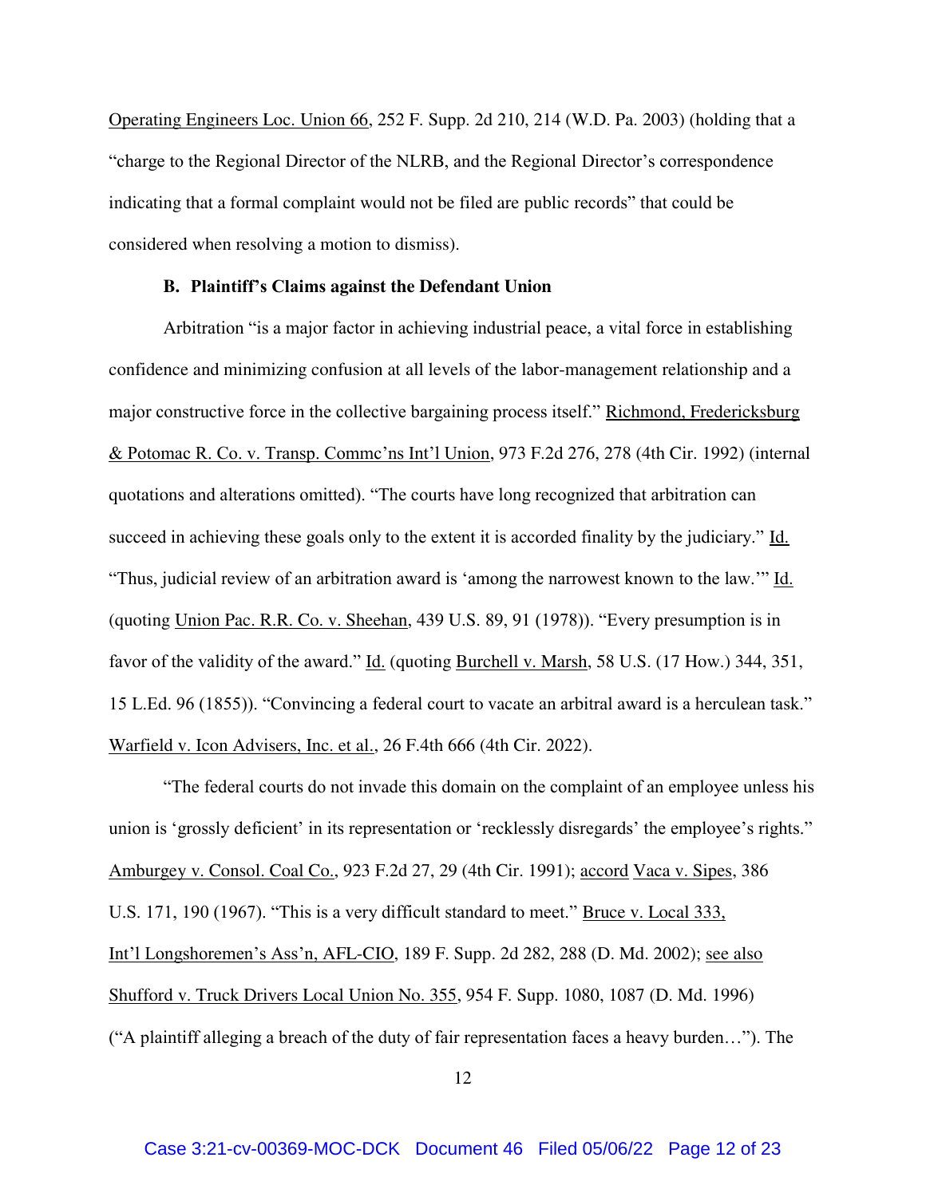Operating Engineers Loc. Union 66, 252 F. Supp. 2d 210, 214 (W.D. Pa. 2003) (holding that a "charge to the Regional Director of the NLRB, and the Regional Director's correspondence indicating that a formal complaint would not be filed are public records" that could be considered when resolving a motion to dismiss).

**B. Plaintiff's Claims against the Defendant Union**

Arbitration "is a major factor in achieving industrial peace, a vital force in establishing confidence and minimizing confusion at all levels of the labor-management relationship and a major constructive force in the collective bargaining process itself." Richmond, Fredericksburg & Potomac R. Co. v. Transp. Commc'ns Int'l Union, 973 F.2d 276, 278 (4th Cir. 1992) (internal quotations and alterations omitted). "The courts have long recognized that arbitration can succeed in achieving these goals only to the extent it is accorded finality by the judiciary." Id. "Thus, judicial review of an arbitration award is 'among the narrowest known to the law.'" Id. (quoting Union Pac. R.R. Co. v. Sheehan, 439 U.S. 89, 91 (1978)). "Every presumption is in favor of the validity of the award." Id. (quoting Burchell v. Marsh, 58 U.S. (17 How.) 344, 351, 15 L.Ed. 96 (1855)). "Convincing a federal court to vacate an arbitral award is a herculean task." Warfield v. Icon Advisers, Inc. et al., 26 F.4th 666 (4th Cir. 2022).

"The federal courts do not invade this domain on the complaint of an employee unless his union is 'grossly deficient' in its representation or 'recklessly disregards' the employee's rights." Amburgey v. Consol. Coal Co., 923 F.2d 27, 29 (4th Cir. 1991); accord Vaca v. Sipes, 386 U.S. 171, 190 (1967). "This is a very difficult standard to meet." Bruce v. Local 333, Int'l Longshoremen's Ass'n, AFL-CIO, 189 F. Supp. 2d 282, 288 (D. Md. 2002); see also Shufford v. Truck Drivers Local Union No. 355, 954 F. Supp. 1080, 1087 (D. Md. 1996) ("A plaintiff alleging a breach of the duty of fair representation faces a heavy burden…"). The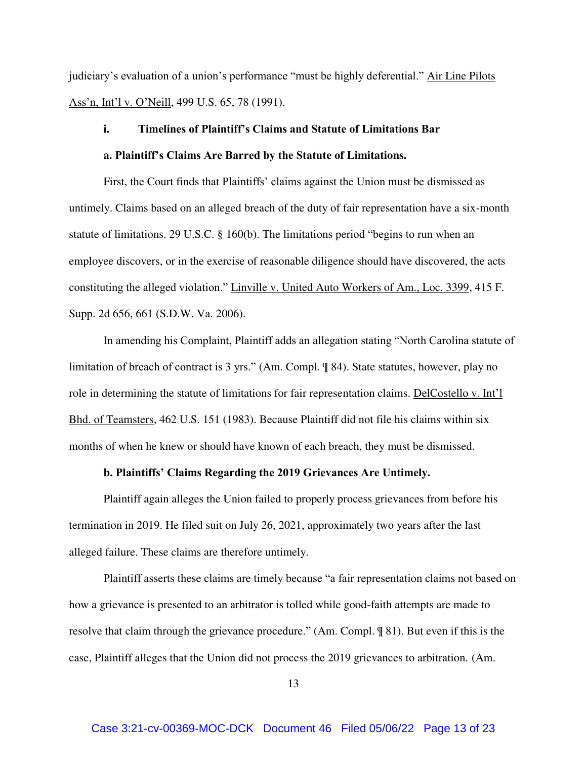judiciary's evaluation of a union's performance "must be highly deferential." Air Line Pilots Ass'n, Int'l v. O'Neill, 499 U.S. 65, 78 (1991).

### i. Timelines of Plaintiff's Claims and Statute of Limitations Bar

#### a. Plaintiff's Claims Are Barred by the Statute of Limitations.

First, the Court finds that Plaintiffs' claims against the Union must be dismissed as untimely. Claims based on an alleged breach of the duty of fair representation have a six-month statute of limitations. 29 U.S.C. § 160(b). The limitations period "begins to run when an employee discovers, or in the exercise of reasonable diligence should have discovered, the acts constituting the alleged violation." Linville v. United Auto Workers of Am., Loc. 3399, 415 F. Supp. 2d 656, 661 (S.D.W. Va. 2006).

In amending his Complaint, Plaintiff adds an allegation stating "North Carolina statute of limitation of breach of contract is 3 yrs." (Am. Compl. ¶ 84). State statutes, however, play no role in determining the statute of limitations for fair representation claims. DelCostello v. Int'l Bhd. of Teamsters, 462 U.S. 151 (1983). Because Plaintiff did not file his claims within six months of when he knew or should have known of each breach, they must be dismissed.

#### b. Plaintiffs' Claims Regarding the 2019 Grievances Are Untimely.

Plaintiff again alleges the Union failed to properly process grievances from before his termination in 2019. He filed suit on July 26, 2021, approximately two years after the last alleged failure. These claims are therefore untimely.

Plaintiff asserts these claims are timely because "a fair representation claims not based on how a grievance is presented to an arbitrator is tolled while good-faith attempts are made to resolve that claim through the grievance procedure." (Am. Compl. ¶ 81). But even if this is the case, Plaintiff alleges that the Union did not process the 2019 grievances to arbitration. (Am.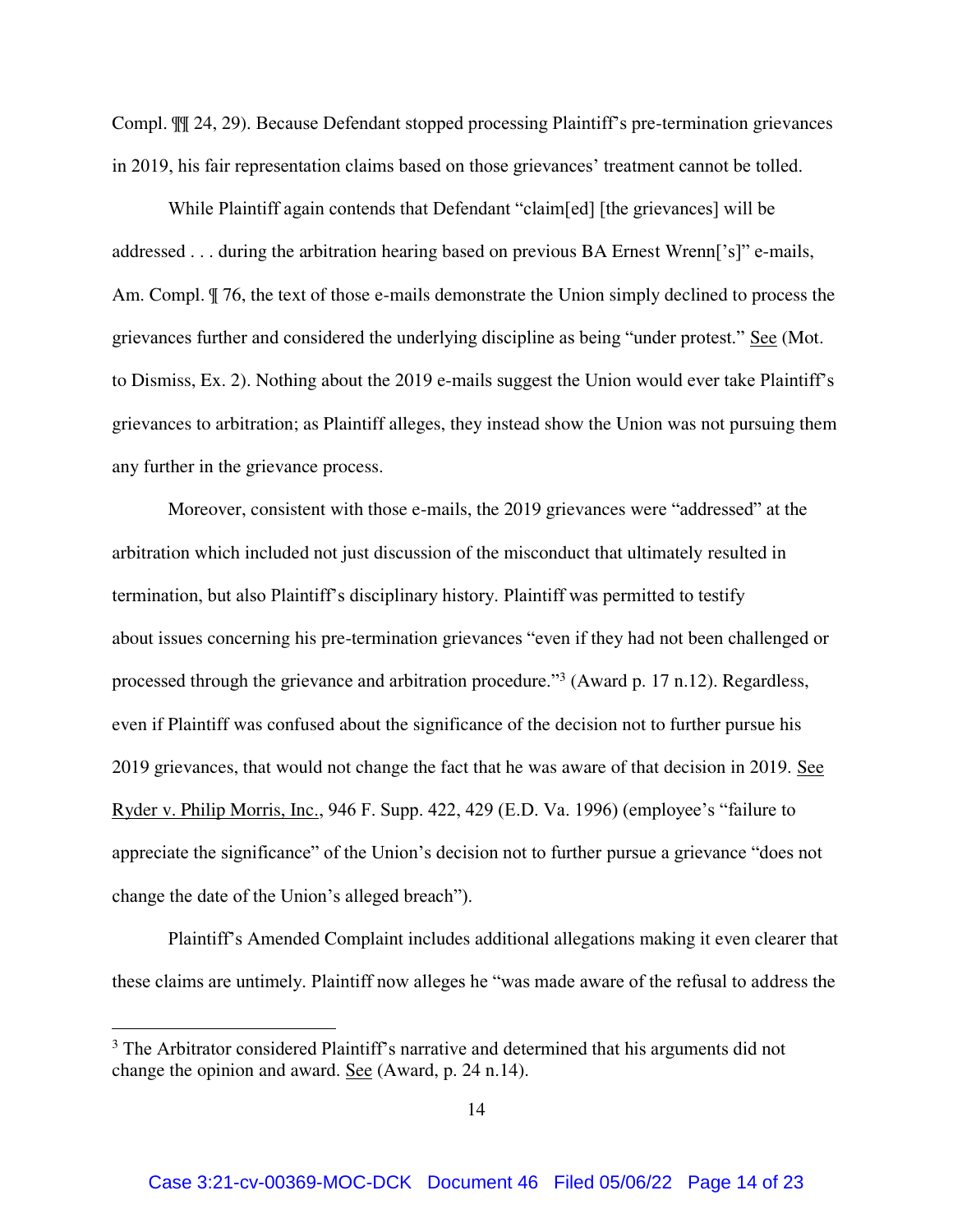Compl. ¶¶ 24, 29). Because Defendant stopped processing Plaintiff's pre-termination grievances in 2019, his fair representation claims based on those grievances' treatment cannot be tolled.

While Plaintiff again contends that Defendant "claim[ed] [the grievances] will be addressed . . . during the arbitration hearing based on previous BA Ernest Wrenn['s]" e-mails, Am. Compl. ¶ 76, the text of those e-mails demonstrate the Union simply declined to process the grievances further and considered the underlying discipline as being "under protest." See (Mot. to Dismiss, Ex. 2). Nothing about the 2019 e-mails suggest the Union would ever take Plaintiff's grievances to arbitration; as Plaintiff alleges, they instead show the Union was not pursuing them any further in the grievance process.

Moreover, consistent with those e-mails, the 2019 grievances were "addressed" at the arbitration which included not just discussion of the misconduct that ultimately resulted in termination, but also Plaintiff's disciplinary history. Plaintiff was permitted to testify about issues concerning his pre-termination grievances "even if they had not been challenged or processed through the grievance and arbitration procedure."[3] (Award p. 17 n.12). Regardless, even if Plaintiff was confused about the significance of the decision not to further pursue his 2019 grievances, that would not change the fact that he was aware of that decision in 2019. See Ryder v. Philip Morris, Inc., 946 F. Supp. 422, 429 (E.D. Va. 1996) (employee's "failure to appreciate the significance" of the Union's decision not to further pursue a grievance "does not change the date of the Union's alleged breach").

Plaintiff's Amended Complaint includes additional allegations making it even clearer that these claims are untimely. Plaintiff now alleges he "was made aware of the refusal to address the

[3] The Arbitrator considered Plaintiff's narrative and determined that his arguments did not change the opinion and award. See (Award, p. 24 n.14).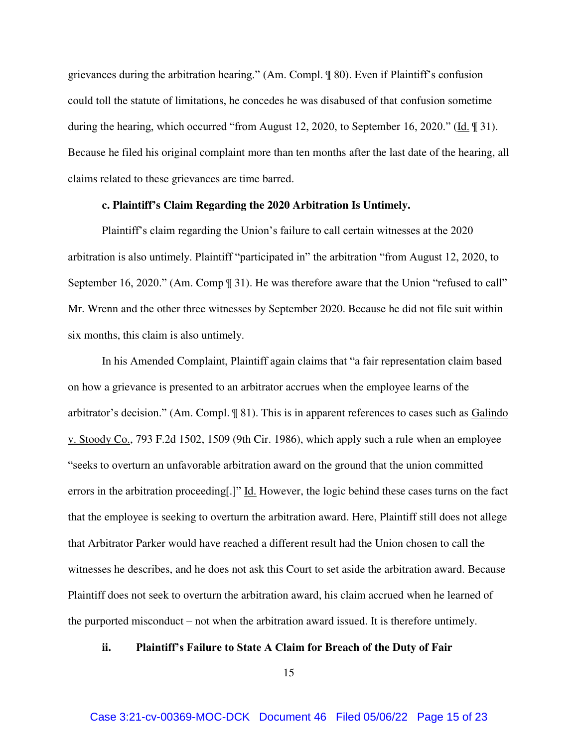grievances during the arbitration hearing." (Am. Compl. ¶ 80). Even if Plaintiff's confusion could toll the statute of limitations, he concedes he was disabused of that confusion sometime during the hearing, which occurred "from August 12, 2020, to September 16, 2020." (Id. ¶ 31). Because he filed his original complaint more than ten months after the last date of the hearing, all claims related to these grievances are time barred.

**c. Plaintiff's Claim Regarding the 2020 Arbitration Is Untimely.**

Plaintiff's claim regarding the Union's failure to call certain witnesses at the 2020 arbitration is also untimely. Plaintiff "participated in" the arbitration "from August 12, 2020, to September 16, 2020." (Am. Comp ¶ 31). He was therefore aware that the Union "refused to call" Mr. Wrenn and the other three witnesses by September 2020. Because he did not file suit within six months, this claim is also untimely.

In his Amended Complaint, Plaintiff again claims that "a fair representation claim based on how a grievance is presented to an arbitrator accrues when the employee learns of the arbitrator's decision." (Am. Compl. ¶ 81). This is in apparent references to cases such as Galindo v. Stoody Co., 793 F.2d 1502, 1509 (9th Cir. 1986), which apply such a rule when an employee "seeks to overturn an unfavorable arbitration award on the ground that the union committed errors in the arbitration proceeding[.]" Id. However, the logic behind these cases turns on the fact that the employee is seeking to overturn the arbitration award. Here, Plaintiff still does not allege that Arbitrator Parker would have reached a different result had the Union chosen to call the witnesses he describes, and he does not ask this Court to set aside the arbitration award. Because Plaintiff does not seek to overturn the arbitration award, his claim accrued when he learned of the purported misconduct – not when the arbitration award issued. It is therefore untimely.

**ii. Plaintiff's Failure to State A Claim for Breach of the Duty of Fair**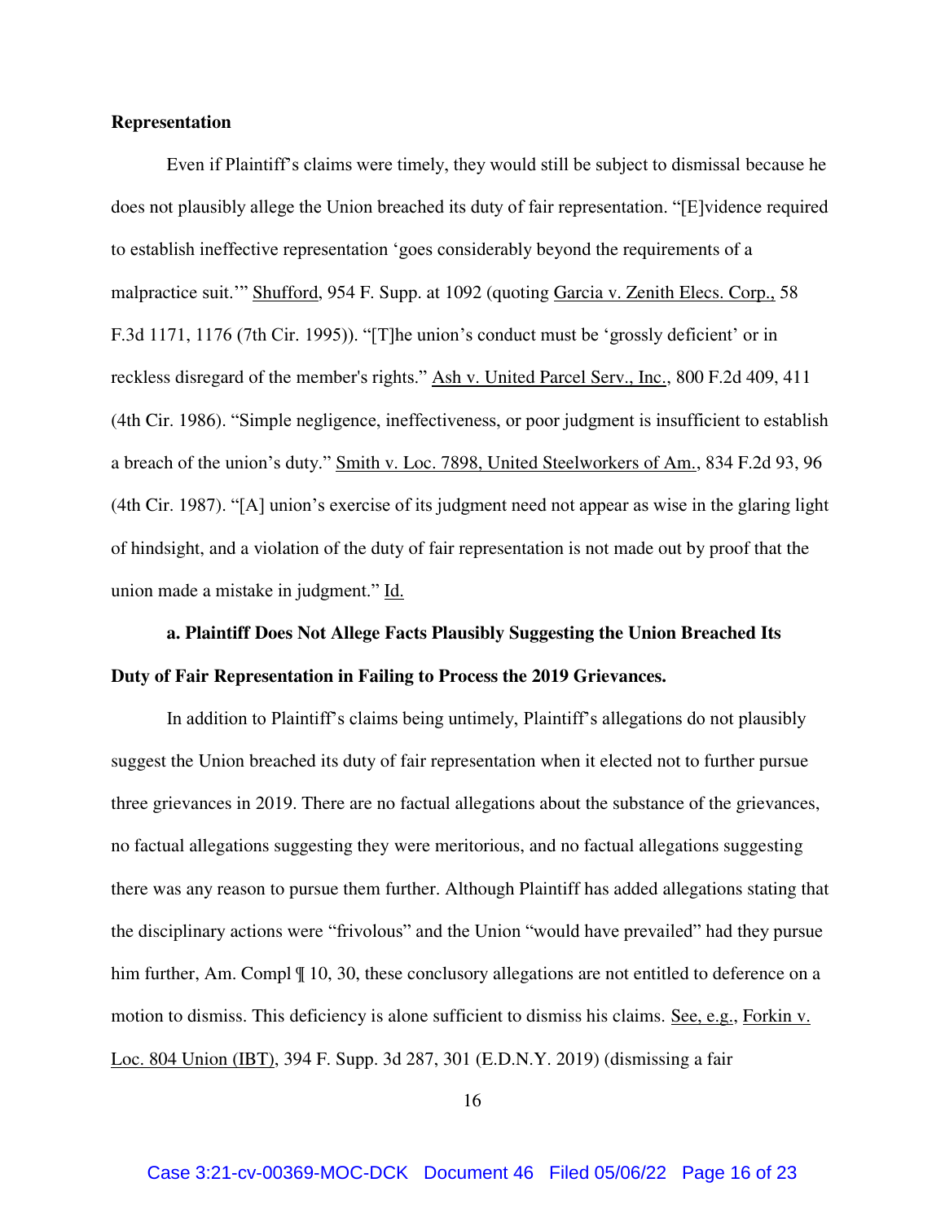**Representation**

Even if Plaintiff's claims were timely, they would still be subject to dismissal because he does not plausibly allege the Union breached its duty of fair representation. "[E]vidence required to establish ineffective representation 'goes considerably beyond the requirements of a malpractice suit.'" Shufford, 954 F. Supp. at 1092 (quoting Garcia v. Zenith Elecs. Corp., 58 F.3d 1171, 1176 (7th Cir. 1995)). "[T]he union's conduct must be 'grossly deficient' or in reckless disregard of the member's rights." Ash v. United Parcel Serv., Inc., 800 F.2d 409, 411 (4th Cir. 1986). "Simple negligence, ineffectiveness, or poor judgment is insufficient to establish a breach of the union's duty." Smith v. Loc. 7898, United Steelworkers of Am., 834 F.2d 93, 96 (4th Cir. 1987). "[A] union's exercise of its judgment need not appear as wise in the glaring light of hindsight, and a violation of the duty of fair representation is not made out by proof that the union made a mistake in judgment." Id.

**a. Plaintiff Does Not Allege Facts Plausibly Suggesting the Union Breached Its Duty of Fair Representation in Failing to Process the 2019 Grievances.**

In addition to Plaintiff's claims being untimely, Plaintiff's allegations do not plausibly suggest the Union breached its duty of fair representation when it elected not to further pursue three grievances in 2019. There are no factual allegations about the substance of the grievances, no factual allegations suggesting they were meritorious, and no factual allegations suggesting there was any reason to pursue them further. Although Plaintiff has added allegations stating that the disciplinary actions were "frivolous" and the Union "would have prevailed" had they pursue him further, Am. Compl ¶ 10, 30, these conclusory allegations are not entitled to deference on a motion to dismiss. This deficiency is alone sufficient to dismiss his claims. See, e.g., Forkin v. Loc. 804 Union (IBT), 394 F. Supp. 3d 287, 301 (E.D.N.Y. 2019) (dismissing a fair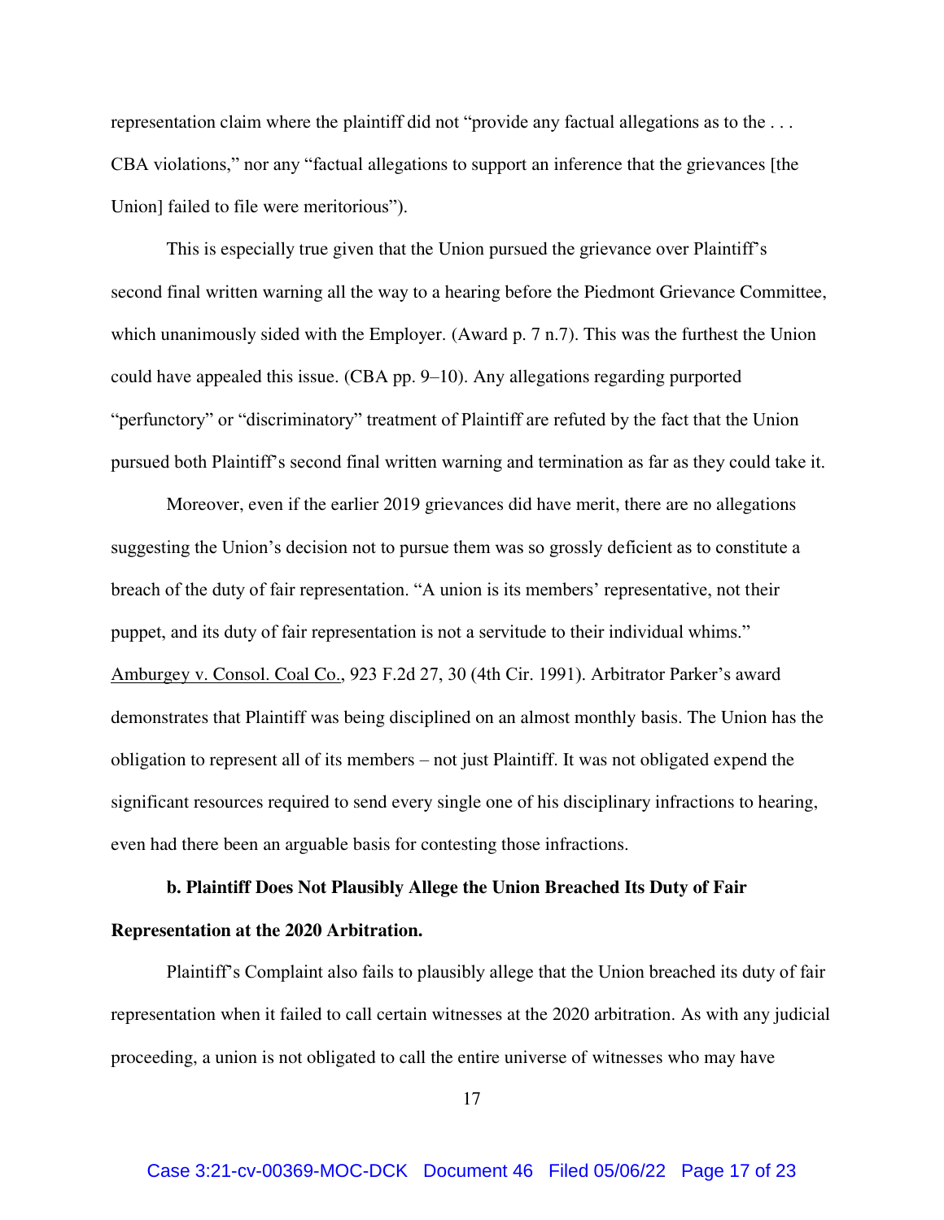representation claim where the plaintiff did not "provide any factual allegations as to the . . . CBA violations," nor any "factual allegations to support an inference that the grievances [the Union] failed to file were meritorious").

This is especially true given that the Union pursued the grievance over Plaintiff's second final written warning all the way to a hearing before the Piedmont Grievance Committee, which unanimously sided with the Employer. (Award p. 7 n.7). This was the furthest the Union could have appealed this issue. (CBA pp. 9–10). Any allegations regarding purported "perfunctory" or "discriminatory" treatment of Plaintiff are refuted by the fact that the Union pursued both Plaintiff's second final written warning and termination as far as they could take it.

Moreover, even if the earlier 2019 grievances did have merit, there are no allegations suggesting the Union's decision not to pursue them was so grossly deficient as to constitute a breach of the duty of fair representation. "A union is its members' representative, not their puppet, and its duty of fair representation is not a servitude to their individual whims." Amburgey v. Consol. Coal Co., 923 F.2d 27, 30 (4th Cir. 1991). Arbitrator Parker's award demonstrates that Plaintiff was being disciplined on an almost monthly basis. The Union has the obligation to represent all of its members – not just Plaintiff. It was not obligated expend the significant resources required to send every single one of his disciplinary infractions to hearing, even had there been an arguable basis for contesting those infractions.

**b. Plaintiff Does Not Plausibly Allege the Union Breached Its Duty of Fair Representation at the 2020 Arbitration.**

Plaintiff's Complaint also fails to plausibly allege that the Union breached its duty of fair representation when it failed to call certain witnesses at the 2020 arbitration. As with any judicial proceeding, a union is not obligated to call the entire universe of witnesses who may have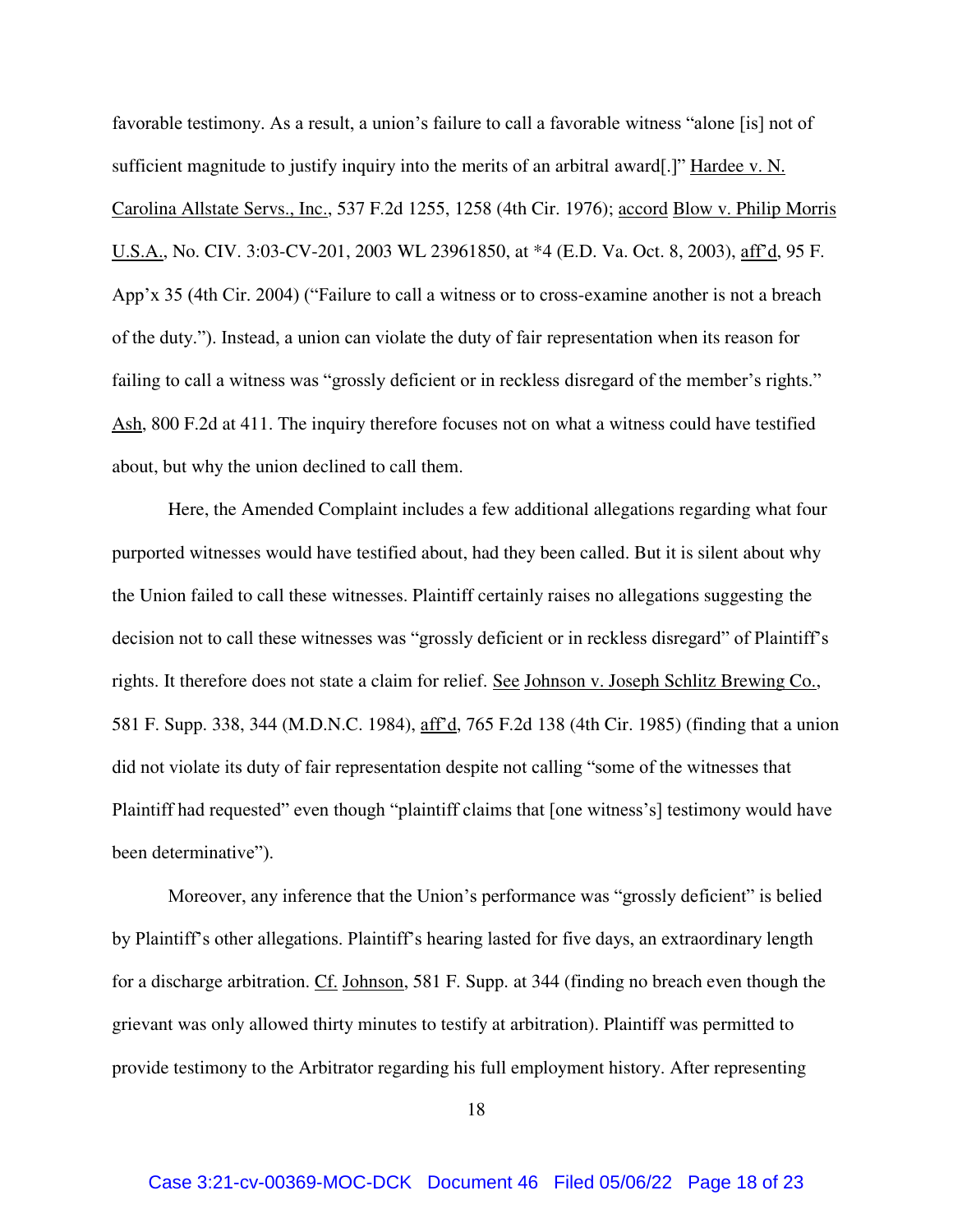favorable testimony. As a result, a union's failure to call a favorable witness "alone [is] not of sufficient magnitude to justify inquiry into the merits of an arbitral award[.]" Hardee v. N. Carolina Allstate Servs., Inc., 537 F.2d 1255, 1258 (4th Cir. 1976); accord Blow v. Philip Morris U.S.A., No. CIV. 3:03-CV-201, 2003 WL 23961850, at *4 (E.D. Va. Oct. 8, 2003), aff'd, 95 F. App'x 35 (4th Cir. 2004) ("Failure to call a witness or to cross-examine another is not a breach of the duty."). Instead, a union can violate the duty of fair representation when its reason for failing to call a witness was "grossly deficient or in reckless disregard of the member's rights." Ash, 800 F.2d at 411. The inquiry therefore focuses not on what a witness could have testified about, but why the union declined to call them.

Here, the Amended Complaint includes a few additional allegations regarding what four purported witnesses would have testified about, had they been called. But it is silent about why the Union failed to call these witnesses. Plaintiff certainly raises no allegations suggesting the decision not to call these witnesses was "grossly deficient or in reckless disregard" of Plaintiff's rights. It therefore does not state a claim for relief. See Johnson v. Joseph Schlitz Brewing Co., 581 F. Supp. 338, 344 (M.D.N.C. 1984), aff'd, 765 F.2d 138 (4th Cir. 1985) (finding that a union did not violate its duty of fair representation despite not calling "some of the witnesses that Plaintiff had requested" even though "plaintiff claims that [one witness's] testimony would have been determinative").

Moreover, any inference that the Union's performance was "grossly deficient" is belied by Plaintiff's other allegations. Plaintiff's hearing lasted for five days, an extraordinary length for a discharge arbitration. Cf. Johnson, 581 F. Supp. at 344 (finding no breach even though the grievant was only allowed thirty minutes to testify at arbitration). Plaintiff was permitted to provide testimony to the Arbitrator regarding his full employment history. After representing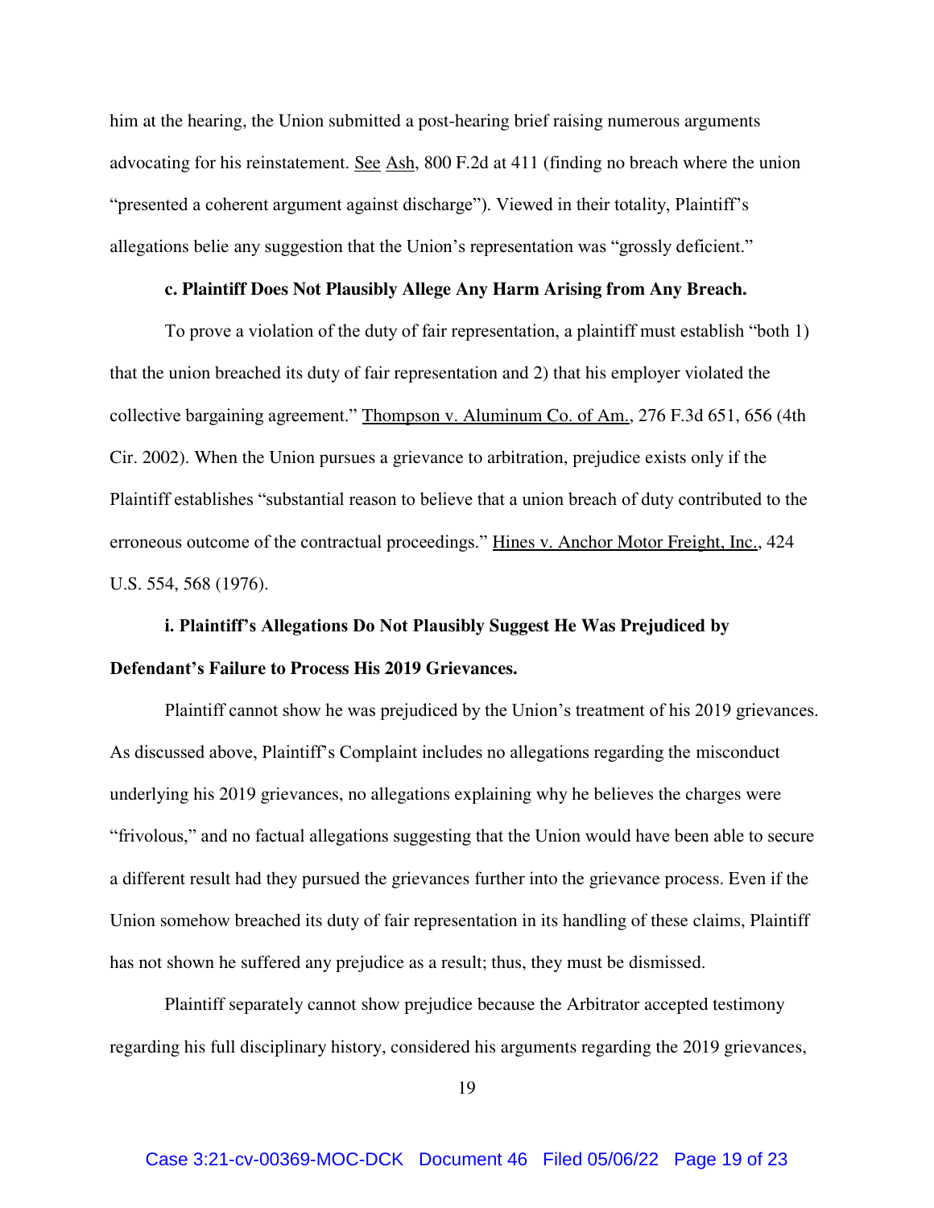him at the hearing, the Union submitted a post-hearing brief raising numerous arguments advocating for his reinstatement. See Ash, 800 F.2d at 411 (finding no breach where the union "presented a coherent argument against discharge"). Viewed in their totality, Plaintiff's allegations belie any suggestion that the Union's representation was "grossly deficient."

**c. Plaintiff Does Not Plausibly Allege Any Harm Arising from Any Breach.**

To prove a violation of the duty of fair representation, a plaintiff must establish "both 1) that the union breached its duty of fair representation and 2) that his employer violated the collective bargaining agreement." Thompson v. Aluminum Co. of Am., 276 F.3d 651, 656 (4th Cir. 2002). When the Union pursues a grievance to arbitration, prejudice exists only if the Plaintiff establishes "substantial reason to believe that a union breach of duty contributed to the erroneous outcome of the contractual proceedings." Hines v. Anchor Motor Freight, Inc., 424 U.S. 554, 568 (1976).

**i. Plaintiff's Allegations Do Not Plausibly Suggest He Was Prejudiced by Defendant's Failure to Process His 2019 Grievances.**

Plaintiff cannot show he was prejudiced by the Union's treatment of his 2019 grievances. As discussed above, Plaintiff's Complaint includes no allegations regarding the misconduct underlying his 2019 grievances, no allegations explaining why he believes the charges were "frivolous," and no factual allegations suggesting that the Union would have been able to secure a different result had they pursued the grievances further into the grievance process. Even if the Union somehow breached its duty of fair representation in its handling of these claims, Plaintiff has not shown he suffered any prejudice as a result; thus, they must be dismissed.

Plaintiff separately cannot show prejudice because the Arbitrator accepted testimony regarding his full disciplinary history, considered his arguments regarding the 2019 grievances,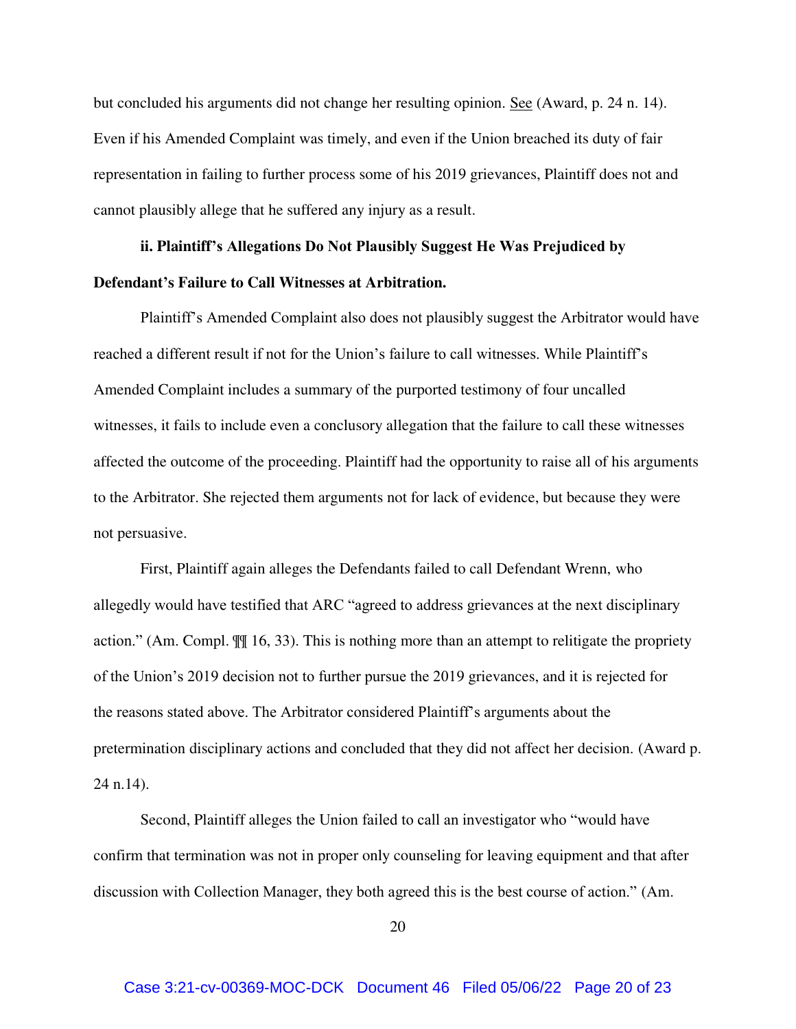but concluded his arguments did not change her resulting opinion. See (Award, p. 24 n. 14). Even if his Amended Complaint was timely, and even if the Union breached its duty of fair representation in failing to further process some of his 2019 grievances, Plaintiff does not and cannot plausibly allege that he suffered any injury as a result.

**ii. Plaintiff's Allegations Do Not Plausibly Suggest He Was Prejudiced by Defendant's Failure to Call Witnesses at Arbitration.**

Plaintiff's Amended Complaint also does not plausibly suggest the Arbitrator would have reached a different result if not for the Union's failure to call witnesses. While Plaintiff's Amended Complaint includes a summary of the purported testimony of four uncalled witnesses, it fails to include even a conclusory allegation that the failure to call these witnesses affected the outcome of the proceeding. Plaintiff had the opportunity to raise all of his arguments to the Arbitrator. She rejected them arguments not for lack of evidence, but because they were not persuasive.

First, Plaintiff again alleges the Defendants failed to call Defendant Wrenn, who allegedly would have testified that ARC "agreed to address grievances at the next disciplinary action." (Am. Compl. ¶¶ 16, 33). This is nothing more than an attempt to relitigate the propriety of the Union's 2019 decision not to further pursue the 2019 grievances, and it is rejected for the reasons stated above. The Arbitrator considered Plaintiff's arguments about the pretermination disciplinary actions and concluded that they did not affect her decision. (Award p. 24 n.14).

Second, Plaintiff alleges the Union failed to call an investigator who "would have confirm that termination was not in proper only counseling for leaving equipment and that after discussion with Collection Manager, they both agreed this is the best course of action." (Am.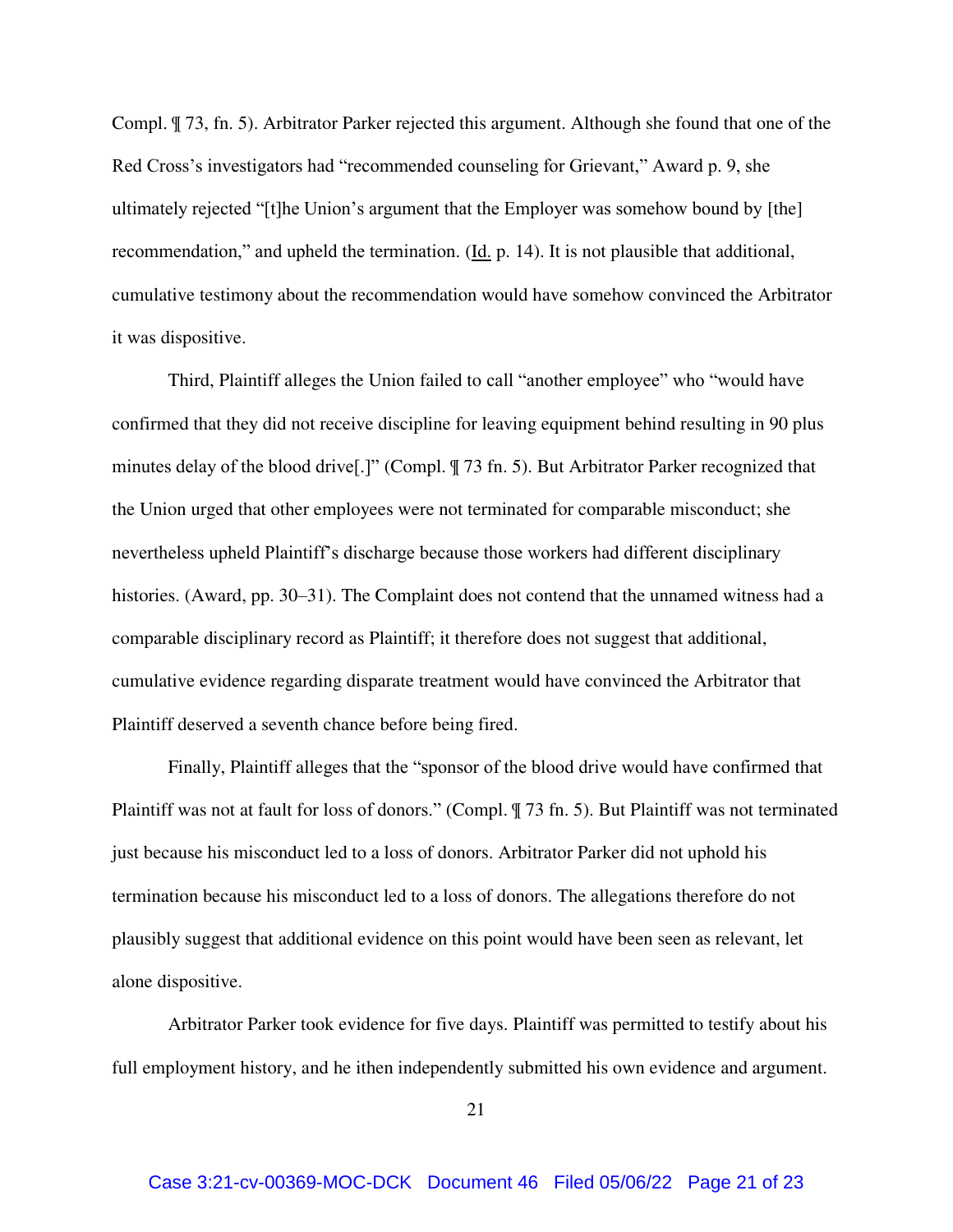Compl. ¶ 73, fn. 5). Arbitrator Parker rejected this argument. Although she found that one of the Red Cross's investigators had "recommended counseling for Grievant," Award p. 9, she ultimately rejected "[t]he Union's argument that the Employer was somehow bound by [the] recommendation," and upheld the termination. (Id. p. 14). It is not plausible that additional, cumulative testimony about the recommendation would have somehow convinced the Arbitrator it was dispositive.

Third, Plaintiff alleges the Union failed to call "another employee" who "would have confirmed that they did not receive discipline for leaving equipment behind resulting in 90 plus minutes delay of the blood drive[.]" (Compl. ¶ 73 fn. 5). But Arbitrator Parker recognized that the Union urged that other employees were not terminated for comparable misconduct; she nevertheless upheld Plaintiff's discharge because those workers had different disciplinary histories. (Award, pp. 30–31). The Complaint does not contend that the unnamed witness had a comparable disciplinary record as Plaintiff; it therefore does not suggest that additional, cumulative evidence regarding disparate treatment would have convinced the Arbitrator that Plaintiff deserved a seventh chance before being fired.

Finally, Plaintiff alleges that the "sponsor of the blood drive would have confirmed that Plaintiff was not at fault for loss of donors." (Compl. ¶ 73 fn. 5). But Plaintiff was not terminated just because his misconduct led to a loss of donors. Arbitrator Parker did not uphold his termination because his misconduct led to a loss of donors. The allegations therefore do not plausibly suggest that additional evidence on this point would have been seen as relevant, let alone dispositive.

Arbitrator Parker took evidence for five days. Plaintiff was permitted to testify about his full employment history, and he ithen independently submitted his own evidence and argument.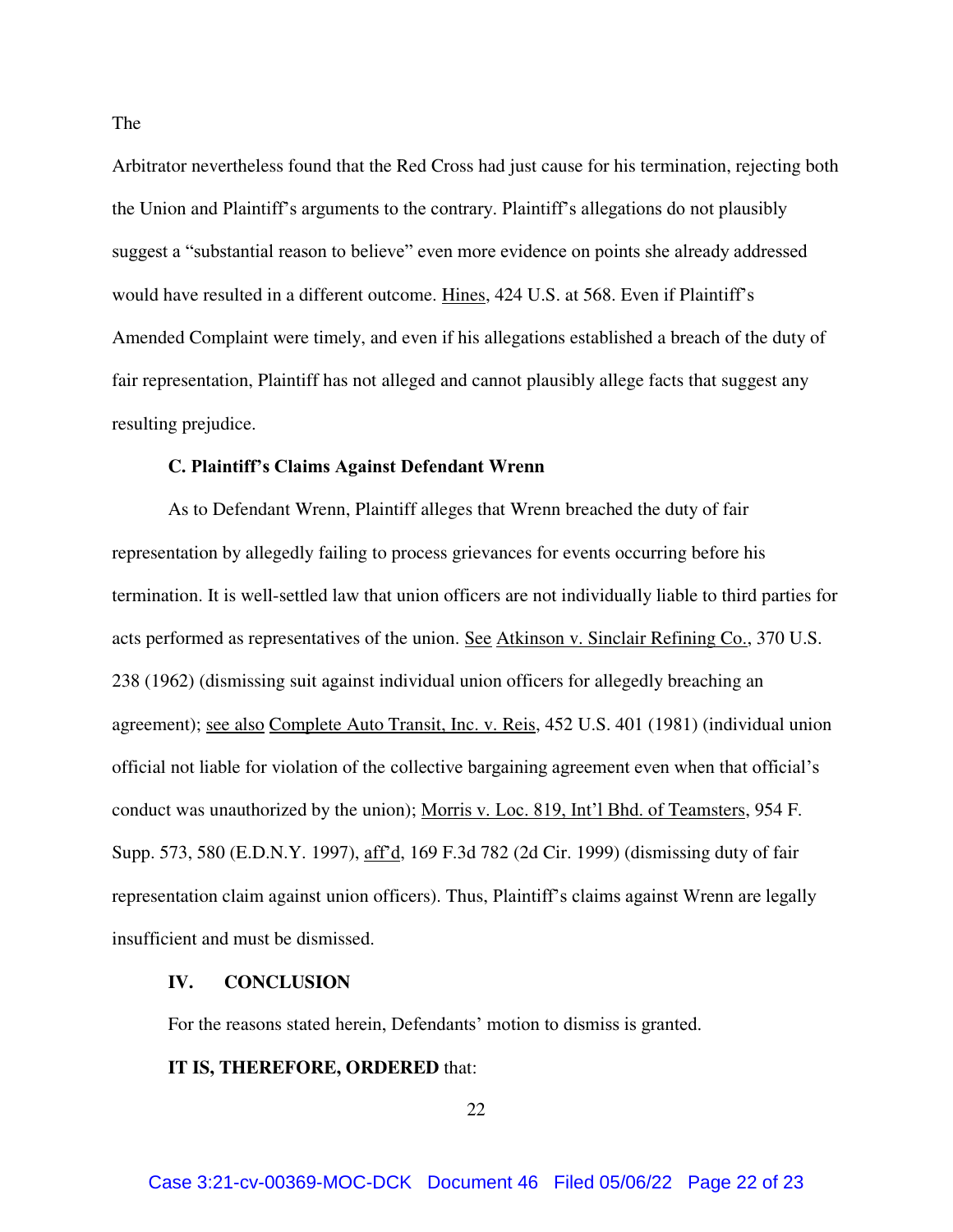The

Arbitrator nevertheless found that the Red Cross had just cause for his termination, rejecting both the Union and Plaintiff's arguments to the contrary. Plaintiff's allegations do not plausibly suggest a "substantial reason to believe" even more evidence on points she already addressed would have resulted in a different outcome. Hines, 424 U.S. at 568. Even if Plaintiff's Amended Complaint were timely, and even if his allegations established a breach of the duty of fair representation, Plaintiff has not alleged and cannot plausibly allege facts that suggest any resulting prejudice.

**C. Plaintiff's Claims Against Defendant Wrenn**

As to Defendant Wrenn, Plaintiff alleges that Wrenn breached the duty of fair representation by allegedly failing to process grievances for events occurring before his termination. It is well-settled law that union officers are not individually liable to third parties for acts performed as representatives of the union. See Atkinson v. Sinclair Refining Co., 370 U.S. 238 (1962) (dismissing suit against individual union officers for allegedly breaching an agreement); see also Complete Auto Transit, Inc. v. Reis, 452 U.S. 401 (1981) (individual union official not liable for violation of the collective bargaining agreement even when that official's conduct was unauthorized by the union); Morris v. Loc. 819, Int'l Bhd. of Teamsters, 954 F. Supp. 573, 580 (E.D.N.Y. 1997), aff'd, 169 F.3d 782 (2d Cir. 1999) (dismissing duty of fair representation claim against union officers). Thus, Plaintiff's claims against Wrenn are legally insufficient and must be dismissed.

## IV. CONCLUSION

For the reasons stated herein, Defendants' motion to dismiss is granted.

**IT IS, THEREFORE, ORDERED** that: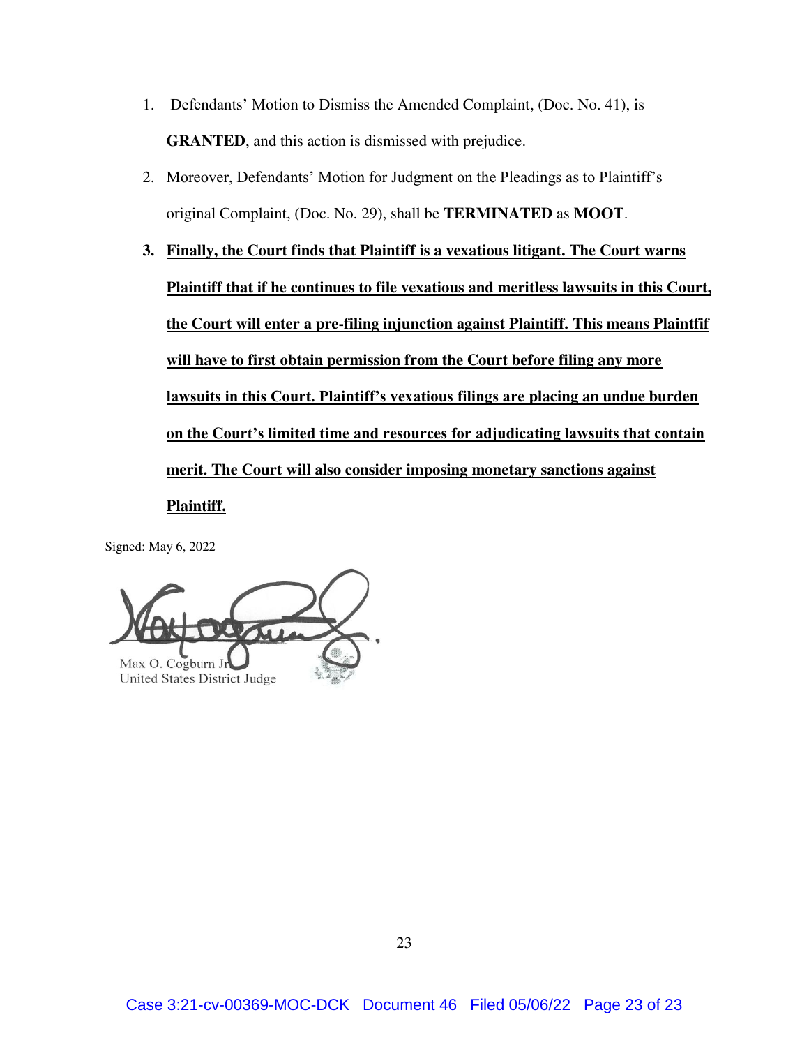1. Defendants' Motion to Dismiss the Amended Complaint, (Doc. No. 41), is **GRANTED**, and this action is dismissed with prejudice.
2. Moreover, Defendants' Motion for Judgment on the Pleadings as to Plaintiff's original Complaint, (Doc. No. 29), shall be **TERMINATED** as **MOOT**.
3. **Finally, the Court finds that Plaintiff is a vexatious litigant. The Court warns Plaintiff that if he continues to file vexatious and meritless lawsuits in this Court, the Court will enter a pre-filing injunction against Plaintiff. This means Plaintfif will have to first obtain permission from the Court before filing any more lawsuits in this Court. Plaintiff's vexatious filings are placing an undue burden on the Court's limited time and resources for adjudicating lawsuits that contain merit. The Court will also consider imposing monetary sanctions against Plaintiff.**

Signed: May 6, 2022

Max O. Cogburn Jr
United States District Judge